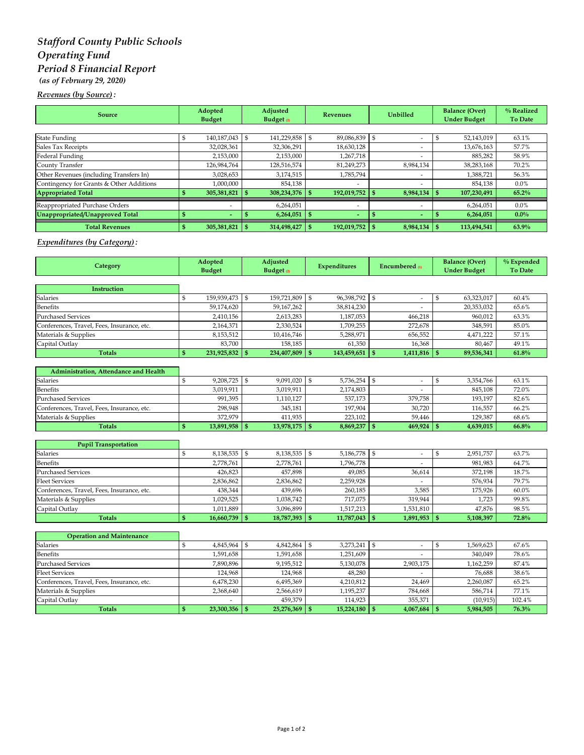# *Stafford County Public Schools*
# *Operating Fund*
# *Period 8 Financial Report*
***(as of February 29, 2020)***

***Revenues (by Source):***

| Source | Adopted Budget | Adjusted Budget (2) | Revenues | Unbilled | Balance (Over) Under Budget | % Realized To Date |
|---|---|---|---|---|---|---|
| State Funding | $ 140,187,043 | $ 141,229,858 | $ 89,086,839 | $ - | $ 52,143,019 | 63.1% |
| Sales Tax Receipts | 32,028,361 | 32,306,291 | 18,630,128 | - | 13,676,163 | 57.7% |
| Federal Funding | 2,153,000 | 2,153,000 | 1,267,718 | - | 885,282 | 58.9% |
| County Transfer | 126,984,764 | 128,516,574 | 81,249,273 | 8,984,134 | 38,283,168 | 70.2% |
| Other Revenues (including Transfers In) | 3,028,653 | 3,174,515 | 1,785,794 | - | 1,388,721 | 56.3% |
| Contingency for Grants & Other Additions | 1,000,000 | 854,138 | - | - | 854,138 | 0.0% |
| **Appropriated Total** | **$ 305,381,821** | **$ 308,234,376** | **$ 192,019,752** | **$ 8,984,134** | **$ 107,230,491** | **65.2%** |
| Reappropriated Purchase Orders | - | 6,264,051 | - | - | 6,264,051 | 0.0% |
| **Unappropriated/Unapproved Total** | **$ -** | **$ 6,264,051** | **$ -** | **$ -** | **$ 6,264,051** | **0.0%** |
| **Total Revenues** | **$ 305,381,821** | **$ 314,498,427** | **$ 192,019,752** | **$ 8,984,134** | **$ 113,494,541** | **63.9%** |

***Expenditures (by Category):***

| Category | Adopted Budget | Adjusted Budget (2) | Expenditures | Encumbered (1) | Balance (Over) Under Budget | % Expended To Date |
|---|---|---|---|---|---|---|
| **Instruction** | | | | | | |
| Salaries | $ 159,939,473 | $ 159,721,809 | $ 96,398,792 | $ - | $ 63,323,017 | 60.4% |
| Benefits | 59,174,620 | 59,167,262 | 38,814,230 | - | 20,353,032 | 65.6% |
| Purchased Services | 2,410,156 | 2,613,283 | 1,187,053 | 466,218 | 960,012 | 63.3% |
| Conferences, Travel, Fees, Insurance, etc. | 2,164,371 | 2,330,524 | 1,709,255 | 272,678 | 348,591 | 85.0% |
| Materials & Supplies | 8,153,512 | 10,416,746 | 5,288,971 | 656,552 | 4,471,222 | 57.1% |
| Capital Outlay | 83,700 | 158,185 | 61,350 | 16,368 | 80,467 | 49.1% |
| **Totals** | **$ 231,925,832** | **$ 234,407,809** | **$ 143,459,651** | **$ 1,411,816** | **$ 89,536,341** | **61.8%** |
| **Administration, Attendance and Health** | | | | | | |
| Salaries | $ 9,208,725 | $ 9,091,020 | $ 5,736,254 | $ - | $ 3,354,766 | 63.1% |
| Benefits | 3,019,911 | 3,019,911 | 2,174,803 | - | 845,108 | 72.0% |
| Purchased Services | 991,395 | 1,110,127 | 537,173 | 379,758 | 193,197 | 82.6% |
| Conferences, Travel, Fees, Insurance, etc. | 298,948 | 345,181 | 197,904 | 30,720 | 116,557 | 66.2% |
| Materials & Supplies | 372,979 | 411,935 | 223,102 | 59,446 | 129,387 | 68.6% |
| **Totals** | **$ 13,891,958** | **$ 13,978,175** | **$ 8,869,237** | **$ 469,924** | **$ 4,639,015** | **66.8%** |
| **Pupil Transportation** | | | | | | |
| Salaries | $ 8,138,535 | $ 8,138,535 | $ 5,186,778 | $ - | $ 2,951,757 | 63.7% |
| Benefits | 2,778,761 | 2,778,761 | 1,796,778 | - | 981,983 | 64.7% |
| Purchased Services | 426,823 | 457,898 | 49,085 | 36,614 | 372,198 | 18.7% |
| Fleet Services | 2,836,862 | 2,836,862 | 2,259,928 | - | 576,934 | 79.7% |
| Conferences, Travel, Fees, Insurance, etc. | 438,344 | 439,696 | 260,185 | 3,585 | 175,926 | 60.0% |
| Materials & Supplies | 1,029,525 | 1,038,742 | 717,075 | 319,944 | 1,723 | 99.8% |
| Capital Outlay | 1,011,889 | 3,096,899 | 1,517,213 | 1,531,810 | 47,876 | 98.5% |
| **Totals** | **$ 16,660,739** | **$ 18,787,393** | **$ 11,787,043** | **$ 1,891,953** | **$ 5,108,397** | **72.8%** |
| **Operation and Maintenance** | | | | | | |
| Salaries | $ 4,845,964 | $ 4,842,864 | $ 3,273,241 | $ - | $ 1,569,623 | 67.6% |
| Benefits | 1,591,658 | 1,591,658 | 1,251,609 | - | 340,049 | 78.6% |
| Purchased Services | 7,890,896 | 9,195,512 | 5,130,078 | 2,903,175 | 1,162,259 | 87.4% |
| Fleet Services | 124,968 | 124,968 | 48,280 | - | 76,688 | 38.6% |
| Conferences, Travel, Fees, Insurance, etc. | 6,478,230 | 6,495,369 | 4,210,812 | 24,469 | 2,260,087 | 65.2% |
| Materials & Supplies | 2,368,640 | 2,566,619 | 1,195,237 | 784,668 | 586,714 | 77.1% |
| Capital Outlay | - | 459,379 | 114,923 | 355,371 | (10,915) | 102.4% |
| **Totals** | **$ 23,300,356** | **$ 25,276,369** | **$ 15,224,180** | **$ 4,067,684** | **$ 5,984,505** | **76.3%** |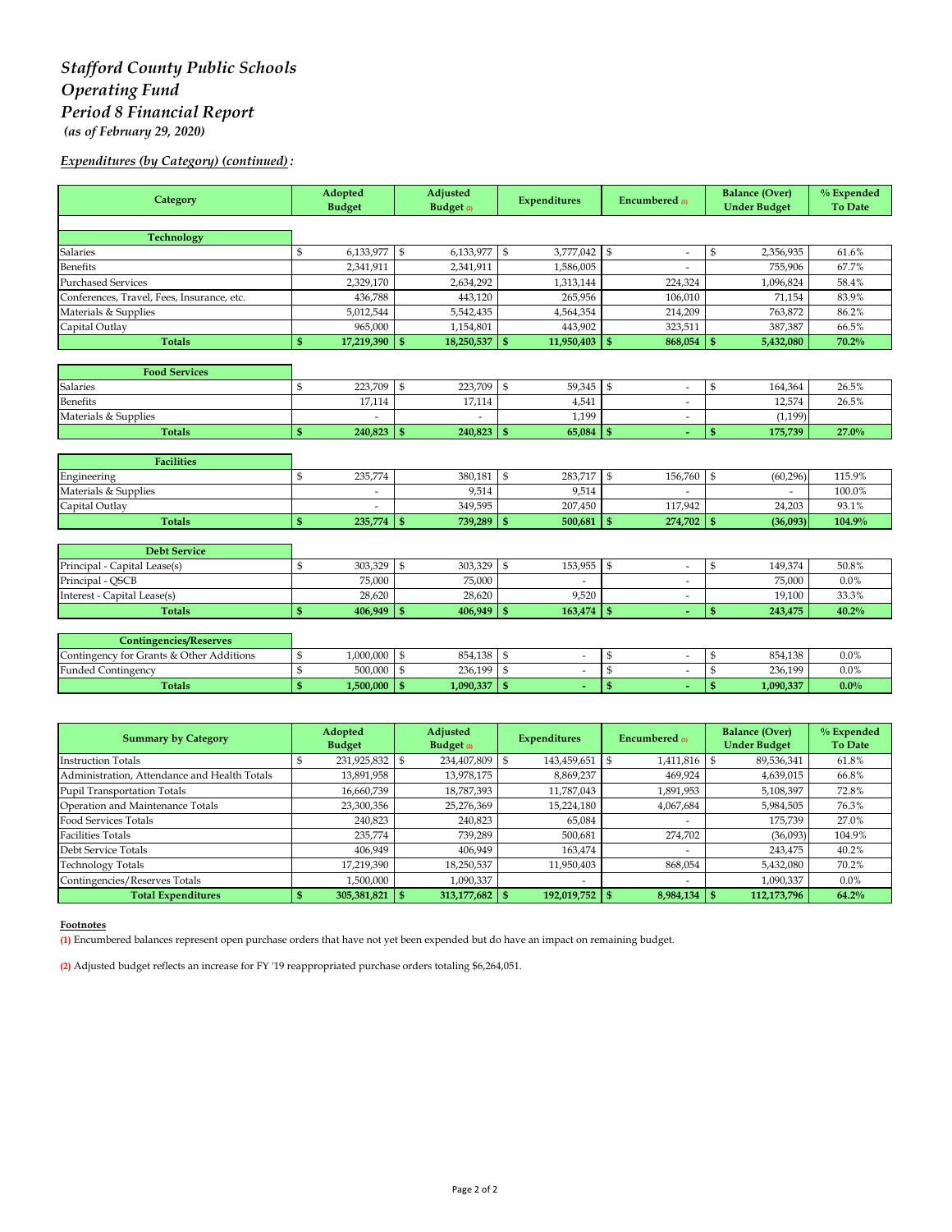# *Stafford County Public Schools*
# *Operating Fund*
# *Period 8 Financial Report*
***(as of February 29, 2020)***

***Expenditures (by Category) (continued) :***

| Category | Adopted Budget | Adjusted Budget (2) | Expenditures | Encumbered (1) | Balance (Over) Under Budget | % Expended To Date |
|---|---|---|---|---|---|---|
| **Technology** | | | | | | |
| Salaries | $ 6,133,977 | $ 6,133,977 | $ 3,777,042 | $ - | $ 2,356,935 | 61.6% |
| Benefits | 2,341,911 | 2,341,911 | 1,586,005 | - | 755,906 | 67.7% |
| Purchased Services | 2,329,170 | 2,634,292 | 1,313,144 | 224,324 | 1,096,824 | 58.4% |
| Conferences, Travel, Fees, Insurance, etc. | 436,788 | 443,120 | 265,956 | 106,010 | 71,154 | 83.9% |
| Materials & Supplies | 5,012,544 | 5,542,435 | 4,564,354 | 214,209 | 763,872 | 86.2% |
| Capital Outlay | 965,000 | 1,154,801 | 443,902 | 323,511 | 387,387 | 66.5% |
| **Totals** | **$ 17,219,390** | **$ 18,250,537** | **$ 11,950,403** | **$ 868,054** | **$ 5,432,080** | **70.2%** |
| **Food Services** | | | | | | |
| Salaries | $ 223,709 | $ 223,709 | $ 59,345 | $ - | $ 164,364 | 26.5% |
| Benefits | 17,114 | 17,114 | 4,541 | - | 12,574 | 26.5% |
| Materials & Supplies | - | - | 1,199 | - | (1,199) | |
| **Totals** | **$ 240,823** | **$ 240,823** | **$ 65,084** | **$ -** | **$ 175,739** | **27.0%** |
| **Facilities** | | | | | | |
| Engineering | $ 235,774 | 380,181 | $ 283,717 | $ 156,760 | $ (60,296) | 115.9% |
| Materials & Supplies | - | 9,514 | 9,514 | - | - | 100.0% |
| Capital Outlay | - | 349,595 | 207,450 | 117,942 | 24,203 | 93.1% |
| **Totals** | **$ 235,774** | **$ 739,289** | **$ 500,681** | **$ 274,702** | **$ (36,093)** | **104.9%** |
| **Debt Service** | | | | | | |
| Principal - Capital Lease(s) | $ 303,329 | $ 303,329 | $ 153,955 | $ - | $ 149,374 | 50.8% |
| Principal - QSCB | 75,000 | 75,000 | - | - | 75,000 | 0.0% |
| Interest - Capital Lease(s) | 28,620 | 28,620 | 9,520 | - | 19,100 | 33.3% |
| **Totals** | **$ 406,949** | **$ 406,949** | **$ 163,474** | **$ -** | **$ 243,475** | **40.2%** |
| **Contingencies/Reserves** | | | | | | |
| Contingency for Grants & Other Additions | $ 1,000,000 | $ 854,138 | $ - | $ - | $ 854,138 | 0.0% |
| Funded Contingency | $ 500,000 | $ 236,199 | $ - | $ - | $ 236,199 | 0.0% |
| **Totals** | **$ 1,500,000** | **$ 1,090,337** | **$ -** | **$ -** | **$ 1,090,337** | **0.0%** |

| Summary by Category | Adopted Budget | Adjusted Budget (2) | Expenditures | Encumbered (1) | Balance (Over) Under Budget | % Expended To Date |
|---|---|---|---|---|---|---|
| Instruction Totals | $ 231,925,832 | $ 234,407,809 | $ 143,459,651 | $ 1,411,816 | $ 89,536,341 | 61.8% |
| Administration, Attendance and Health Totals | 13,891,958 | 13,978,175 | 8,869,237 | 469,924 | 4,639,015 | 66.8% |
| Pupil Transportation Totals | 16,660,739 | 18,787,393 | 11,787,043 | 1,891,953 | 5,108,397 | 72.8% |
| Operation and Maintenance Totals | 23,300,356 | 25,276,369 | 15,224,180 | 4,067,684 | 5,984,505 | 76.3% |
| Food Services Totals | 240,823 | 240,823 | 65,084 | - | 175,739 | 27.0% |
| Facilities Totals | 235,774 | 739,289 | 500,681 | 274,702 | (36,093) | 104.9% |
| Debt Service Totals | 406,949 | 406,949 | 163,474 | - | 243,475 | 40.2% |
| Technology Totals | 17,219,390 | 18,250,537 | 11,950,403 | 868,054 | 5,432,080 | 70.2% |
| Contingencies/Reserves Totals | 1,500,000 | 1,090,337 | - | - | 1,090,337 | 0.0% |
| **Total Expenditures** | **$ 305,381,821** | **$ 313,177,682** | **$ 192,019,752** | **$ 8,984,134** | **$ 112,173,796** | **64.2%** |

**Footnotes**

(1) Encumbered balances represent open purchase orders that have not yet been expended but do have an impact on remaining budget.

(2) Adjusted budget reflects an increase for FY '19 reappropriated purchase orders totaling $6,264,051.